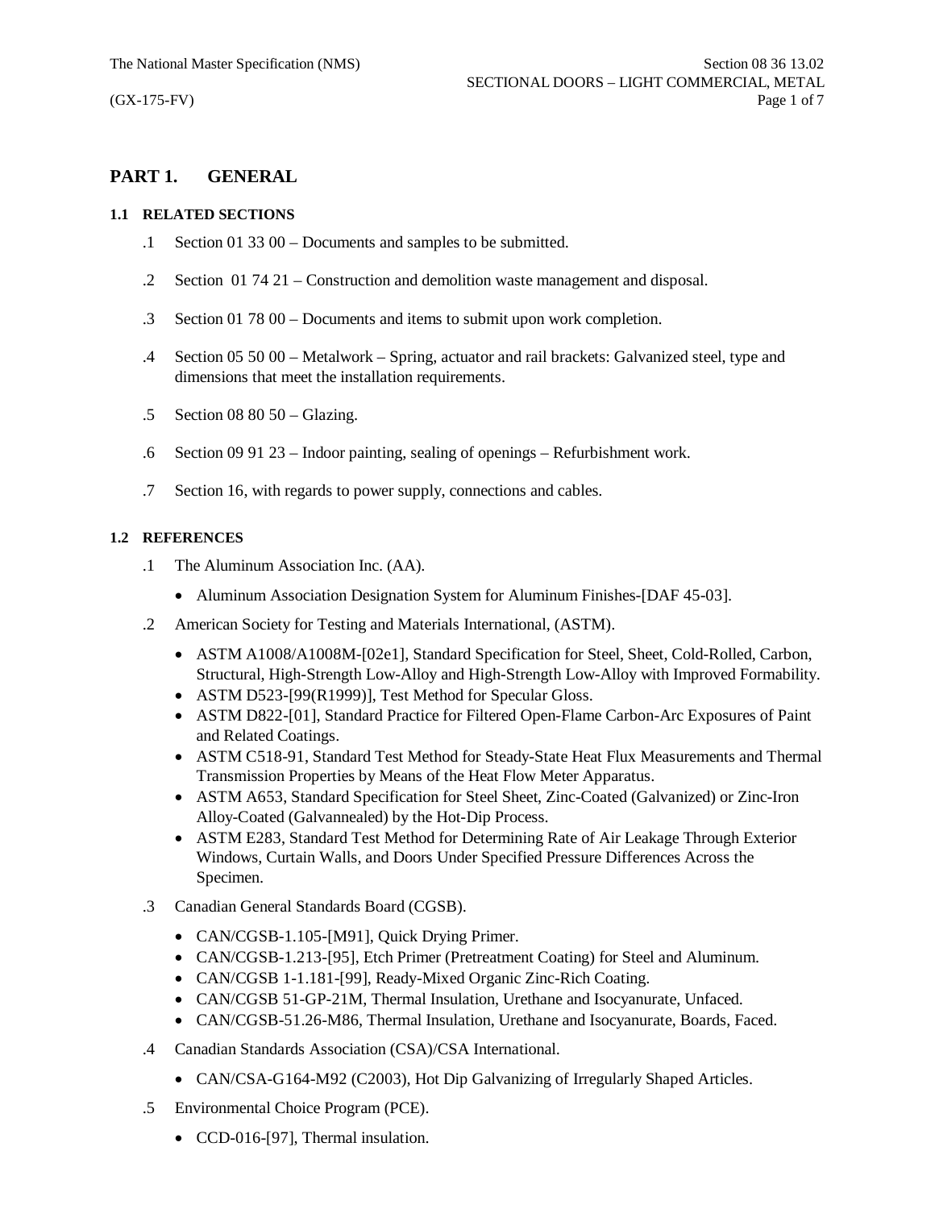# PART 1. GENERAL

## 1.1 RELATED SECTIONS

.1 Section 01 33 00 – Documents and samples to be submitted.

.2 Section 01 74 21 – Construction and demolition waste management and disposal.

.3 Section 01 78 00 – Documents and items to submit upon work completion.

.4 Section 05 50 00 – Metalwork – Spring, actuator and rail brackets: Galvanized steel, type and dimensions that meet the installation requirements.

.5 Section 08 80 50 – Glazing.

.6 Section 09 91 23 – Indoor painting, sealing of openings – Refurbishment work.

.7 Section 16, with regards to power supply, connections and cables.

## 1.2 REFERENCES

.1 The Aluminum Association Inc. (AA).

- Aluminum Association Designation System for Aluminum Finishes-[DAF 45-03].

.2 American Society for Testing and Materials International, (ASTM).

- ASTM A1008/A1008M-[02e1], Standard Specification for Steel, Sheet, Cold-Rolled, Carbon, Structural, High-Strength Low-Alloy and High-Strength Low-Alloy with Improved Formability.
- ASTM D523-[99(R1999)], Test Method for Specular Gloss.
- ASTM D822-[01], Standard Practice for Filtered Open-Flame Carbon-Arc Exposures of Paint and Related Coatings.
- ASTM C518-91, Standard Test Method for Steady-State Heat Flux Measurements and Thermal Transmission Properties by Means of the Heat Flow Meter Apparatus.
- ASTM A653, Standard Specification for Steel Sheet, Zinc-Coated (Galvanized) or Zinc-Iron Alloy-Coated (Galvannealed) by the Hot-Dip Process.
- ASTM E283, Standard Test Method for Determining Rate of Air Leakage Through Exterior Windows, Curtain Walls, and Doors Under Specified Pressure Differences Across the Specimen.

.3 Canadian General Standards Board (CGSB).

- CAN/CGSB-1.105-[M91], Quick Drying Primer.
- CAN/CGSB-1.213-[95], Etch Primer (Pretreatment Coating) for Steel and Aluminum.
- CAN/CGSB 1-1.181-[99], Ready-Mixed Organic Zinc-Rich Coating.
- CAN/CGSB 51-GP-21M, Thermal Insulation, Urethane and Isocyanurate, Unfaced.
- CAN/CGSB-51.26-M86, Thermal Insulation, Urethane and Isocyanurate, Boards, Faced.

.4 Canadian Standards Association (CSA)/CSA International.

- CAN/CSA-G164-M92 (C2003), Hot Dip Galvanizing of Irregularly Shaped Articles.

.5 Environmental Choice Program (PCE).

- CCD-016-[97], Thermal insulation.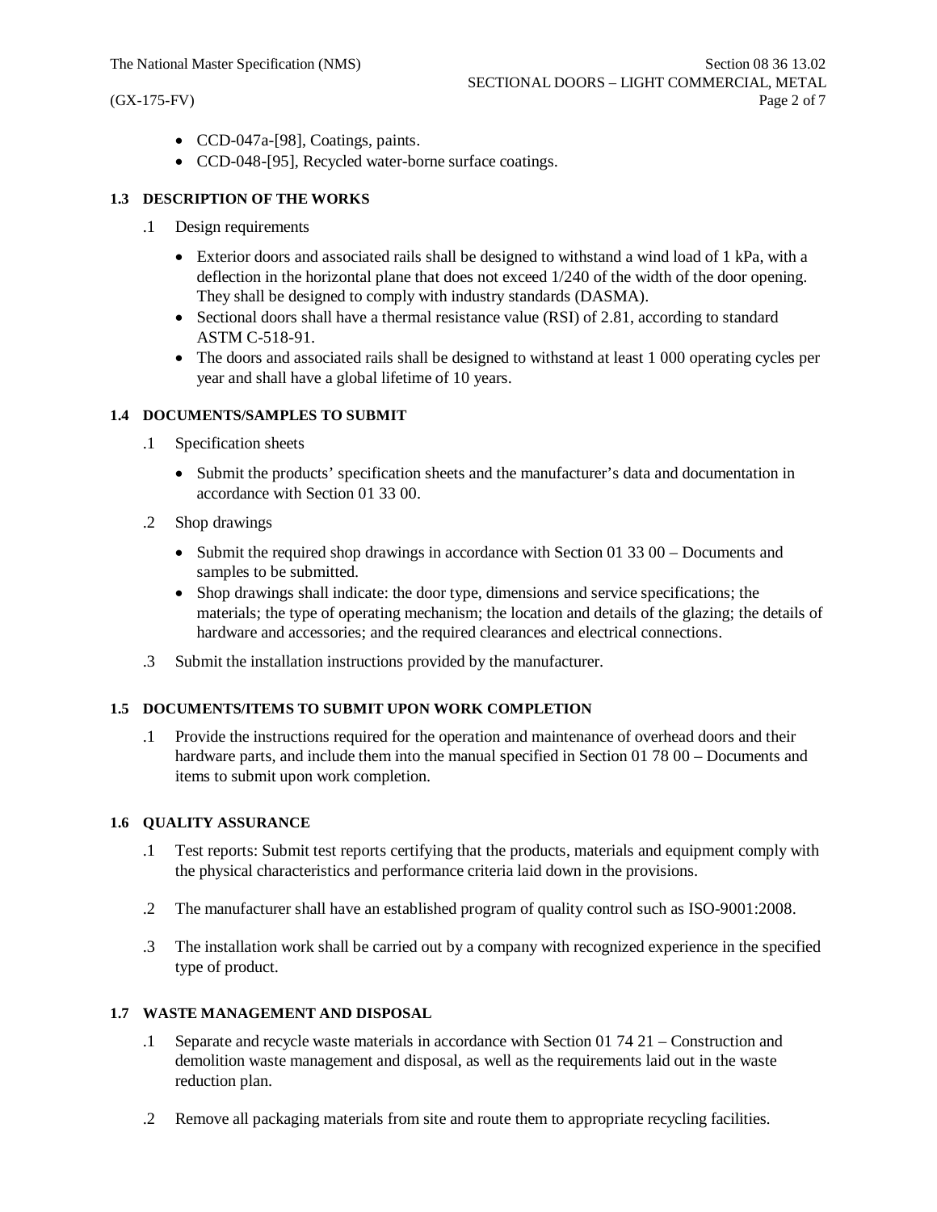- CCD-047a-[98], Coatings, paints.
- CCD-048-[95], Recycled water-borne surface coatings.

### 1.3 DESCRIPTION OF THE WORKS

.1 Design requirements

- Exterior doors and associated rails shall be designed to withstand a wind load of 1 kPa, with a deflection in the horizontal plane that does not exceed 1/240 of the width of the door opening. They shall be designed to comply with industry standards (DASMA).
- Sectional doors shall have a thermal resistance value (RSI) of 2.81, according to standard ASTM C-518-91.
- The doors and associated rails shall be designed to withstand at least 1 000 operating cycles per year and shall have a global lifetime of 10 years.

### 1.4 DOCUMENTS/SAMPLES TO SUBMIT

.1 Specification sheets

- Submit the products' specification sheets and the manufacturer's data and documentation in accordance with Section 01 33 00.

.2 Shop drawings

- Submit the required shop drawings in accordance with Section 01 33 00 – Documents and samples to be submitted.
- Shop drawings shall indicate: the door type, dimensions and service specifications; the materials; the type of operating mechanism; the location and details of the glazing; the details of hardware and accessories; and the required clearances and electrical connections.

.3 Submit the installation instructions provided by the manufacturer.

### 1.5 DOCUMENTS/ITEMS TO SUBMIT UPON WORK COMPLETION

.1 Provide the instructions required for the operation and maintenance of overhead doors and their hardware parts, and include them into the manual specified in Section 01 78 00 – Documents and items to submit upon work completion.

### 1.6 QUALITY ASSURANCE

.1 Test reports: Submit test reports certifying that the products, materials and equipment comply with the physical characteristics and performance criteria laid down in the provisions.

.2 The manufacturer shall have an established program of quality control such as ISO-9001:2008.

.3 The installation work shall be carried out by a company with recognized experience in the specified type of product.

### 1.7 WASTE MANAGEMENT AND DISPOSAL

.1 Separate and recycle waste materials in accordance with Section 01 74 21 – Construction and demolition waste management and disposal, as well as the requirements laid out in the waste reduction plan.

.2 Remove all packaging materials from site and route them to appropriate recycling facilities.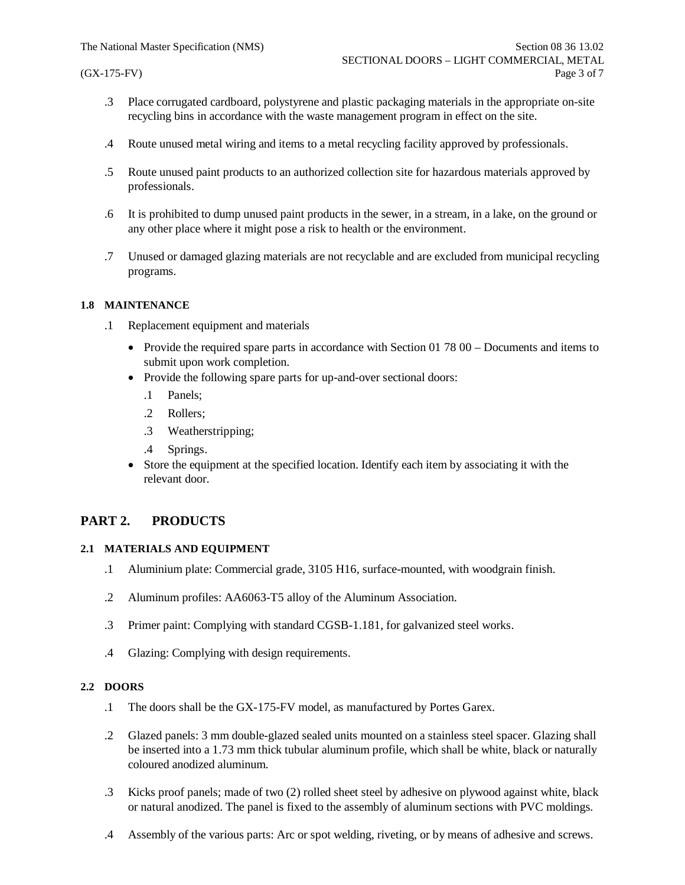.3 Place corrugated cardboard, polystyrene and plastic packaging materials in the appropriate on-site recycling bins in accordance with the waste management program in effect on the site.

.4 Route unused metal wiring and items to a metal recycling facility approved by professionals.

.5 Route unused paint products to an authorized collection site for hazardous materials approved by professionals.

.6 It is prohibited to dump unused paint products in the sewer, in a stream, in a lake, on the ground or any other place where it might pose a risk to health or the environment.

.7 Unused or damaged glazing materials are not recyclable and are excluded from municipal recycling programs.

### 1.8 MAINTENANCE

.1 Replacement equipment and materials

- Provide the required spare parts in accordance with Section 01 78 00 – Documents and items to submit upon work completion.
- Provide the following spare parts for up-and-over sectional doors:
  - .1 Panels;
  - .2 Rollers;
  - .3 Weatherstripping;
  - .4 Springs.
- Store the equipment at the specified location. Identify each item by associating it with the relevant door.

## PART 2. PRODUCTS

### 2.1 MATERIALS AND EQUIPMENT

.1 Aluminium plate: Commercial grade, 3105 H16, surface-mounted, with woodgrain finish.

.2 Aluminum profiles: AA6063-T5 alloy of the Aluminum Association.

.3 Primer paint: Complying with standard CGSB-1.181, for galvanized steel works.

.4 Glazing: Complying with design requirements.

### 2.2 DOORS

.1 The doors shall be the GX-175-FV model, as manufactured by Portes Garex.

.2 Glazed panels: 3 mm double-glazed sealed units mounted on a stainless steel spacer. Glazing shall be inserted into a 1.73 mm thick tubular aluminum profile, which shall be white, black or naturally coloured anodized aluminum.

.3 Kicks proof panels; made of two (2) rolled sheet steel by adhesive on plywood against white, black or natural anodized. The panel is fixed to the assembly of aluminum sections with PVC moldings.

.4 Assembly of the various parts: Arc or spot welding, riveting, or by means of adhesive and screws.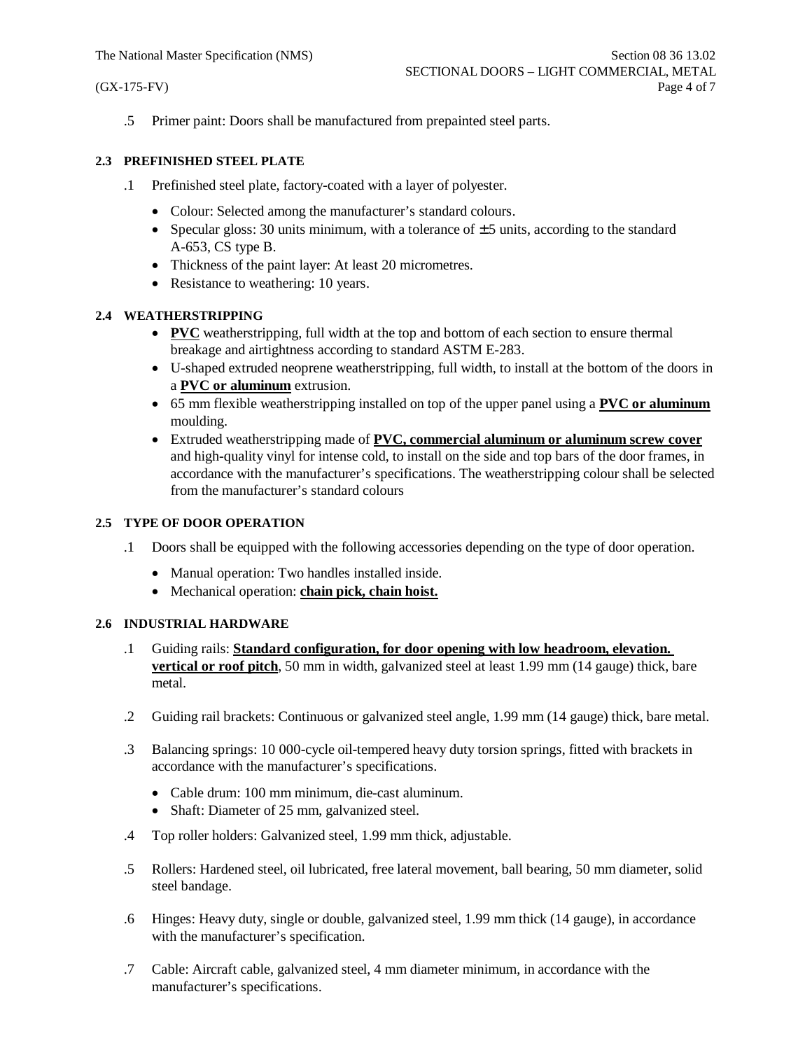.5 Primer paint: Doors shall be manufactured from prepainted steel parts.

### 2.3 PREFINISHED STEEL PLATE

.1 Prefinished steel plate, factory-coated with a layer of polyester.

- Colour: Selected among the manufacturer's standard colours.
- Specular gloss: 30 units minimum, with a tolerance of ±5 units, according to the standard A-653, CS type B.
- Thickness of the paint layer: At least 20 micrometres.
- Resistance to weathering: 10 years.

### 2.4 WEATHERSTRIPPING

- **PVC** weatherstripping, full width at the top and bottom of each section to ensure thermal breakage and airtightness according to standard ASTM E-283.
- U-shaped extruded neoprene weatherstripping, full width, to install at the bottom of the doors in a **PVC or aluminum** extrusion.
- 65 mm flexible weatherstripping installed on top of the upper panel using a **PVC or aluminum** moulding.
- Extruded weatherstripping made of **PVC, commercial aluminum or aluminum screw cover** and high-quality vinyl for intense cold, to install on the side and top bars of the door frames, in accordance with the manufacturer's specifications. The weatherstripping colour shall be selected from the manufacturer's standard colours

### 2.5 TYPE OF DOOR OPERATION

.1 Doors shall be equipped with the following accessories depending on the type of door operation.

- Manual operation: Two handles installed inside.
- Mechanical operation: **chain pick, chain hoist.**

### 2.6 INDUSTRIAL HARDWARE

.1 Guiding rails: **Standard configuration, for door opening with low headroom, elevation. vertical or roof pitch**, 50 mm in width, galvanized steel at least 1.99 mm (14 gauge) thick, bare metal.

.2 Guiding rail brackets: Continuous or galvanized steel angle, 1.99 mm (14 gauge) thick, bare metal.

.3 Balancing springs: 10 000-cycle oil-tempered heavy duty torsion springs, fitted with brackets in accordance with the manufacturer's specifications.

- Cable drum: 100 mm minimum, die-cast aluminum.
- Shaft: Diameter of 25 mm, galvanized steel.

.4 Top roller holders: Galvanized steel, 1.99 mm thick, adjustable.

.5 Rollers: Hardened steel, oil lubricated, free lateral movement, ball bearing, 50 mm diameter, solid steel bandage.

.6 Hinges: Heavy duty, single or double, galvanized steel, 1.99 mm thick (14 gauge), in accordance with the manufacturer's specification.

.7 Cable: Aircraft cable, galvanized steel, 4 mm diameter minimum, in accordance with the manufacturer's specifications.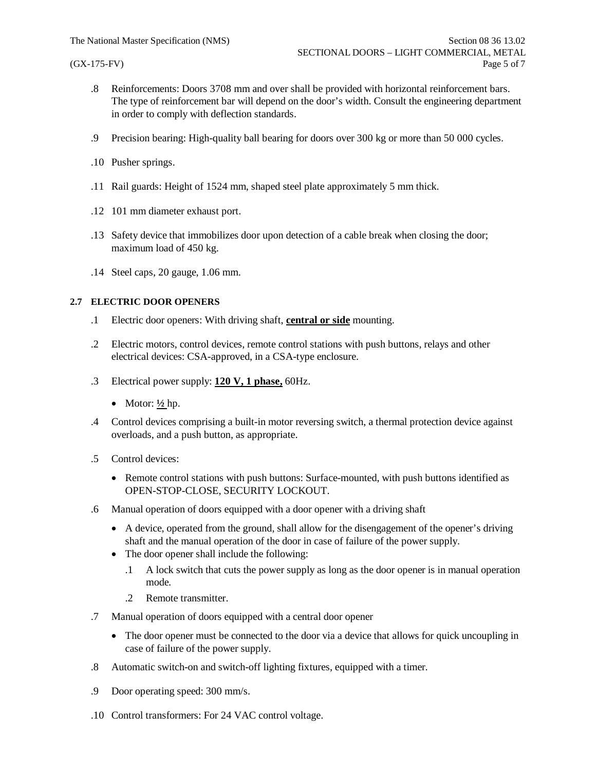.8 Reinforcements: Doors 3708 mm and over shall be provided with horizontal reinforcement bars. The type of reinforcement bar will depend on the door's width. Consult the engineering department in order to comply with deflection standards.

.9 Precision bearing: High-quality ball bearing for doors over 300 kg or more than 50 000 cycles.

.10 Pusher springs.

.11 Rail guards: Height of 1524 mm, shaped steel plate approximately 5 mm thick.

.12 101 mm diameter exhaust port.

.13 Safety device that immobilizes door upon detection of a cable break when closing the door; maximum load of 450 kg.

.14 Steel caps, 20 gauge, 1.06 mm.

**2.7 ELECTRIC DOOR OPENERS**

.1 Electric door openers: With driving shaft, **central or side** mounting.

.2 Electric motors, control devices, remote control stations with push buttons, relays and other electrical devices: CSA-approved, in a CSA-type enclosure.

.3 Electrical power supply: **120 V, 1 phase,** 60Hz.

- Motor: **½** hp.

.4 Control devices comprising a built-in motor reversing switch, a thermal protection device against overloads, and a push button, as appropriate.

.5 Control devices:

- Remote control stations with push buttons: Surface-mounted, with push buttons identified as OPEN-STOP-CLOSE, SECURITY LOCKOUT.

.6 Manual operation of doors equipped with a door opener with a driving shaft

- A device, operated from the ground, shall allow for the disengagement of the opener's driving shaft and the manual operation of the door in case of failure of the power supply.
- The door opener shall include the following:
  - .1 A lock switch that cuts the power supply as long as the door opener is in manual operation mode.
  - .2 Remote transmitter.

.7 Manual operation of doors equipped with a central door opener

- The door opener must be connected to the door via a device that allows for quick uncoupling in case of failure of the power supply.

.8 Automatic switch-on and switch-off lighting fixtures, equipped with a timer.

.9 Door operating speed: 300 mm/s.

.10 Control transformers: For 24 VAC control voltage.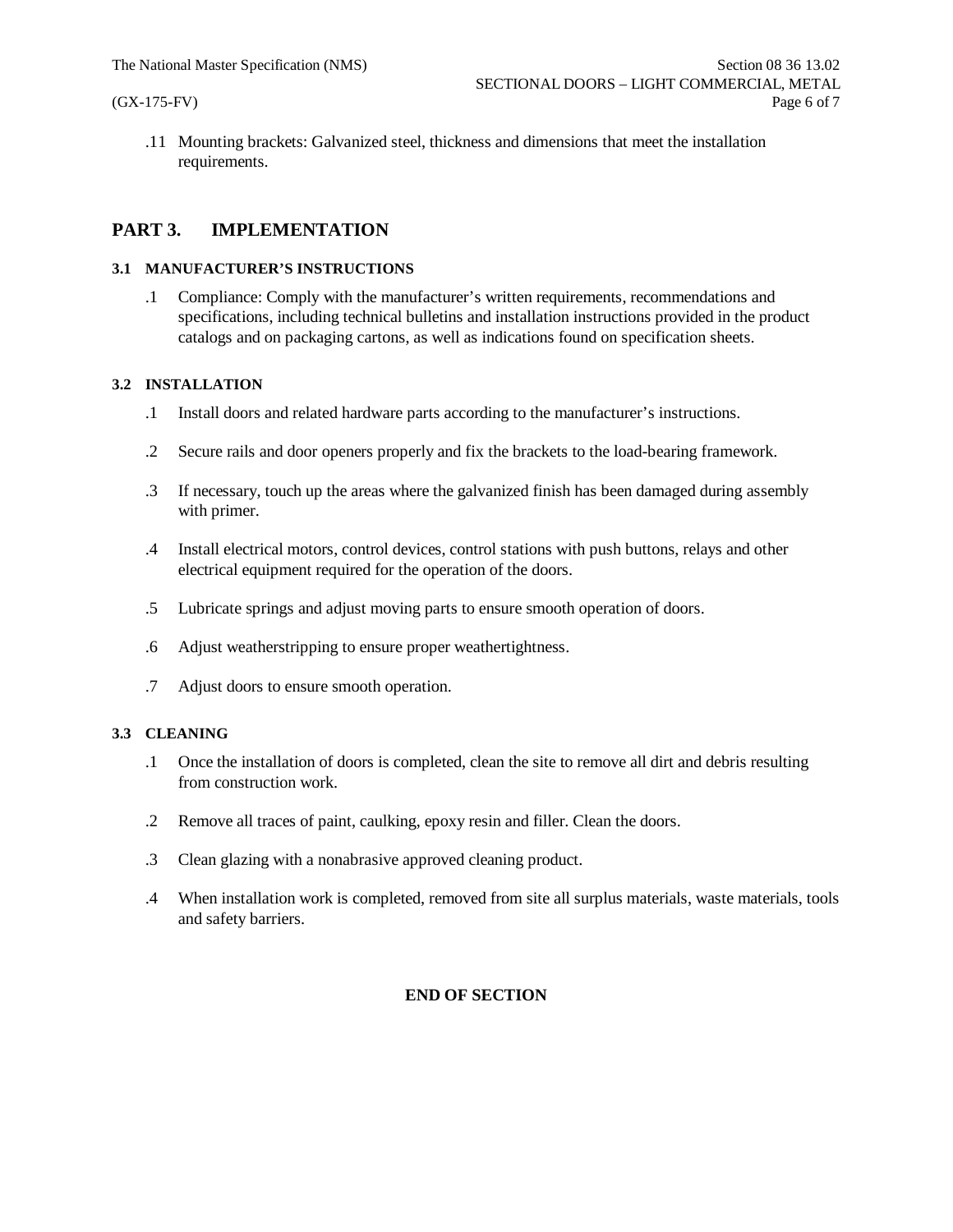.11 Mounting brackets: Galvanized steel, thickness and dimensions that meet the installation requirements.

## PART 3. IMPLEMENTATION

### 3.1 MANUFACTURER'S INSTRUCTIONS

.1 Compliance: Comply with the manufacturer's written requirements, recommendations and specifications, including technical bulletins and installation instructions provided in the product catalogs and on packaging cartons, as well as indications found on specification sheets.

### 3.2 INSTALLATION

.1 Install doors and related hardware parts according to the manufacturer's instructions.

.2 Secure rails and door openers properly and fix the brackets to the load-bearing framework.

.3 If necessary, touch up the areas where the galvanized finish has been damaged during assembly with primer.

.4 Install electrical motors, control devices, control stations with push buttons, relays and other electrical equipment required for the operation of the doors.

.5 Lubricate springs and adjust moving parts to ensure smooth operation of doors.

.6 Adjust weatherstripping to ensure proper weathertightness.

.7 Adjust doors to ensure smooth operation.

### 3.3 CLEANING

.1 Once the installation of doors is completed, clean the site to remove all dirt and debris resulting from construction work.

.2 Remove all traces of paint, caulking, epoxy resin and filler. Clean the doors.

.3 Clean glazing with a nonabrasive approved cleaning product.

.4 When installation work is completed, removed from site all surplus materials, waste materials, tools and safety barriers.

**END OF SECTION**